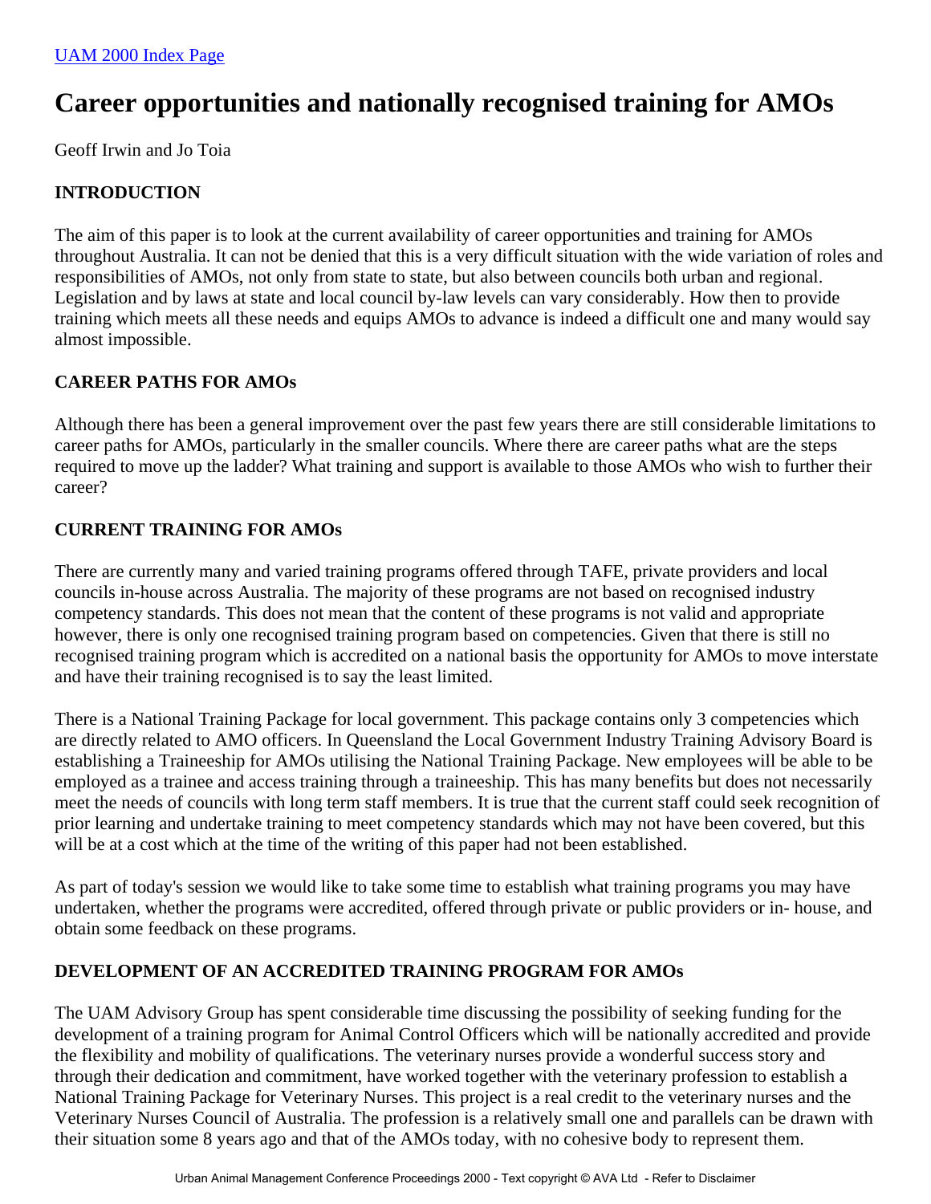[UAM 2000 Index Page](#)

# Career opportunities and nationally recognised training for AMOs

Geoff Irwin and Jo Toia

## INTRODUCTION

The aim of this paper is to look at the current availability of career opportunities and training for AMOs throughout Australia. It can not be denied that this is a very difficult situation with the wide variation of roles and responsibilities of AMOs, not only from state to state, but also between councils both urban and regional. Legislation and by laws at state and local council by-law levels can vary considerably. How then to provide training which meets all these needs and equips AMOs to advance is indeed a difficult one and many would say almost impossible.

## CAREER PATHS FOR AMOs

Although there has been a general improvement over the past few years there are still considerable limitations to career paths for AMOs, particularly in the smaller councils. Where there are career paths what are the steps required to move up the ladder? What training and support is available to those AMOs who wish to further their career?

## CURRENT TRAINING FOR AMOs

There are currently many and varied training programs offered through TAFE, private providers and local councils in-house across Australia. The majority of these programs are not based on recognised industry competency standards. This does not mean that the content of these programs is not valid and appropriate however, there is only one recognised training program based on competencies. Given that there is still no recognised training program which is accredited on a national basis the opportunity for AMOs to move interstate and have their training recognised is to say the least limited.

There is a National Training Package for local government. This package contains only 3 competencies which are directly related to AMO officers. In Queensland the Local Government Industry Training Advisory Board is establishing a Traineeship for AMOs utilising the National Training Package. New employees will be able to be employed as a trainee and access training through a traineeship. This has many benefits but does not necessarily meet the needs of councils with long term staff members. It is true that the current staff could seek recognition of prior learning and undertake training to meet competency standards which may not have been covered, but this will be at a cost which at the time of the writing of this paper had not been established.

As part of today's session we would like to take some time to establish what training programs you may have undertaken, whether the programs were accredited, offered through private or public providers or in- house, and obtain some feedback on these programs.

## DEVELOPMENT OF AN ACCREDITED TRAINING PROGRAM FOR AMOs

The UAM Advisory Group has spent considerable time discussing the possibility of seeking funding for the development of a training program for Animal Control Officers which will be nationally accredited and provide the flexibility and mobility of qualifications. The veterinary nurses provide a wonderful success story and through their dedication and commitment, have worked together with the veterinary profession to establish a National Training Package for Veterinary Nurses. This project is a real credit to the veterinary nurses and the Veterinary Nurses Council of Australia. The profession is a relatively small one and parallels can be drawn with their situation some 8 years ago and that of the AMOs today, with no cohesive body to represent them.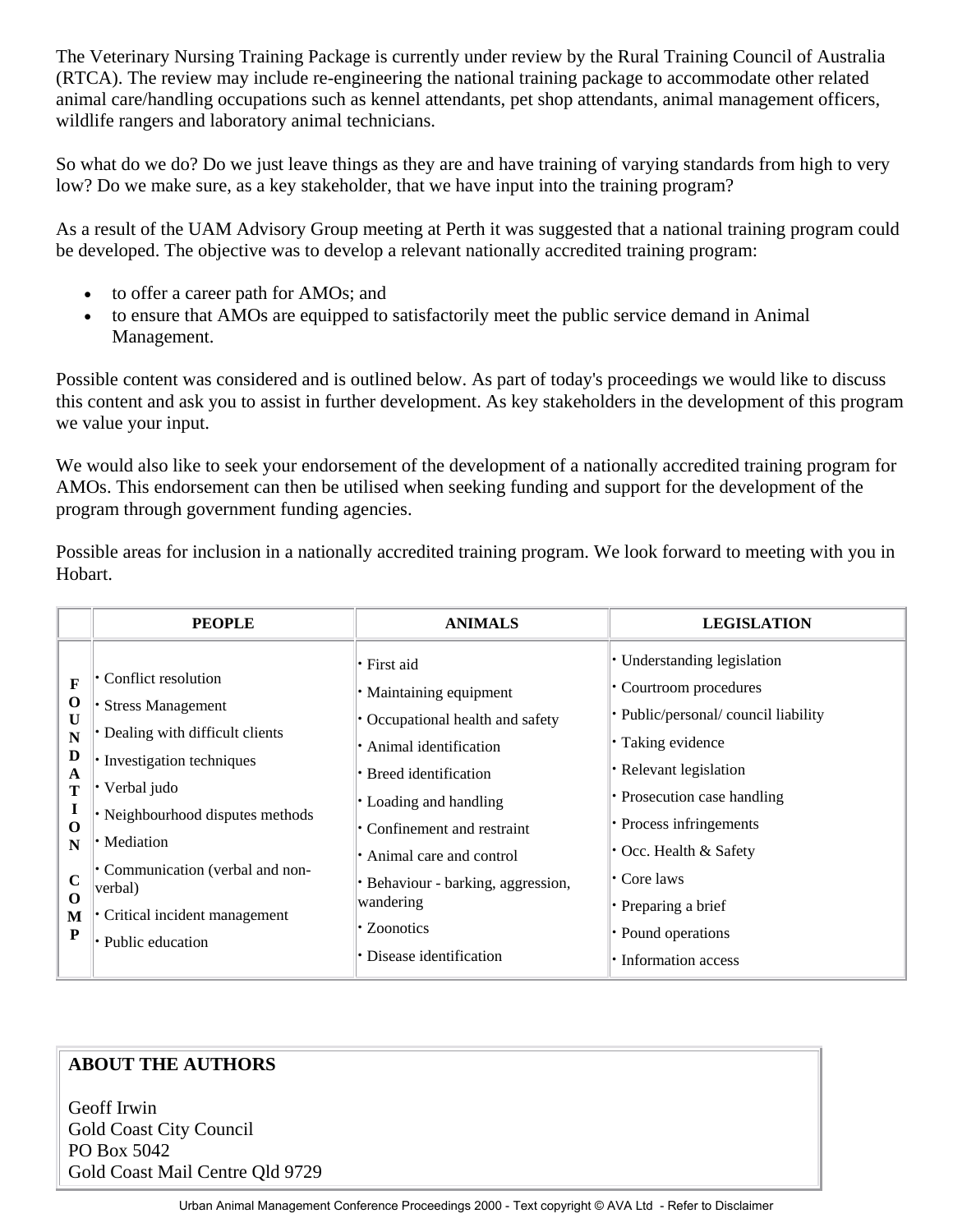The Veterinary Nursing Training Package is currently under review by the Rural Training Council of Australia (RTCA). The review may include re-engineering the national training package to accommodate other related animal care/handling occupations such as kennel attendants, pet shop attendants, animal management officers, wildlife rangers and laboratory animal technicians.

So what do we do? Do we just leave things as they are and have training of varying standards from high to very low? Do we make sure, as a key stakeholder, that we have input into the training program?

As a result of the UAM Advisory Group meeting at Perth it was suggested that a national training program could be developed. The objective was to develop a relevant nationally accredited training program:

- to offer a career path for AMOs; and
- to ensure that AMOs are equipped to satisfactorily meet the public service demand in Animal Management.

Possible content was considered and is outlined below. As part of today's proceedings we would like to discuss this content and ask you to assist in further development. As key stakeholders in the development of this program we value your input.

We would also like to seek your endorsement of the development of a nationally accredited training program for AMOs. This endorsement can then be utilised when seeking funding and support for the development of the program through government funding agencies.

Possible areas for inclusion in a nationally accredited training program. We look forward to meeting with you in Hobart.

| | PEOPLE | ANIMALS | LEGISLATION |
|---|---|---|---|
| FOUNDATION COMP | • Conflict resolution<br>• Stress Management<br>• Dealing with difficult clients<br>• Investigation techniques<br>• Verbal judo<br>• Neighbourhood disputes methods<br>• Mediation<br>• Communication (verbal and non-verbal)<br>• Critical incident management<br>• Public education | • First aid<br>• Maintaining equipment<br>• Occupational health and safety<br>• Animal identification<br>• Breed identification<br>• Loading and handling<br>• Confinement and restraint<br>• Animal care and control<br>• Behaviour - barking, aggression, wandering<br>• Zoonotics<br>• Disease identification | • Understanding legislation<br>• Courtroom procedures<br>• Public/personal/ council liability<br>• Taking evidence<br>• Relevant legislation<br>• Prosecution case handling<br>• Process infringements<br>• Occ. Health & Safety<br>• Core laws<br>• Preparing a brief<br>• Pound operations<br>• Information access |

**ABOUT THE AUTHORS**

Geoff Irwin
Gold Coast City Council
PO Box 5042
Gold Coast Mail Centre Qld 9729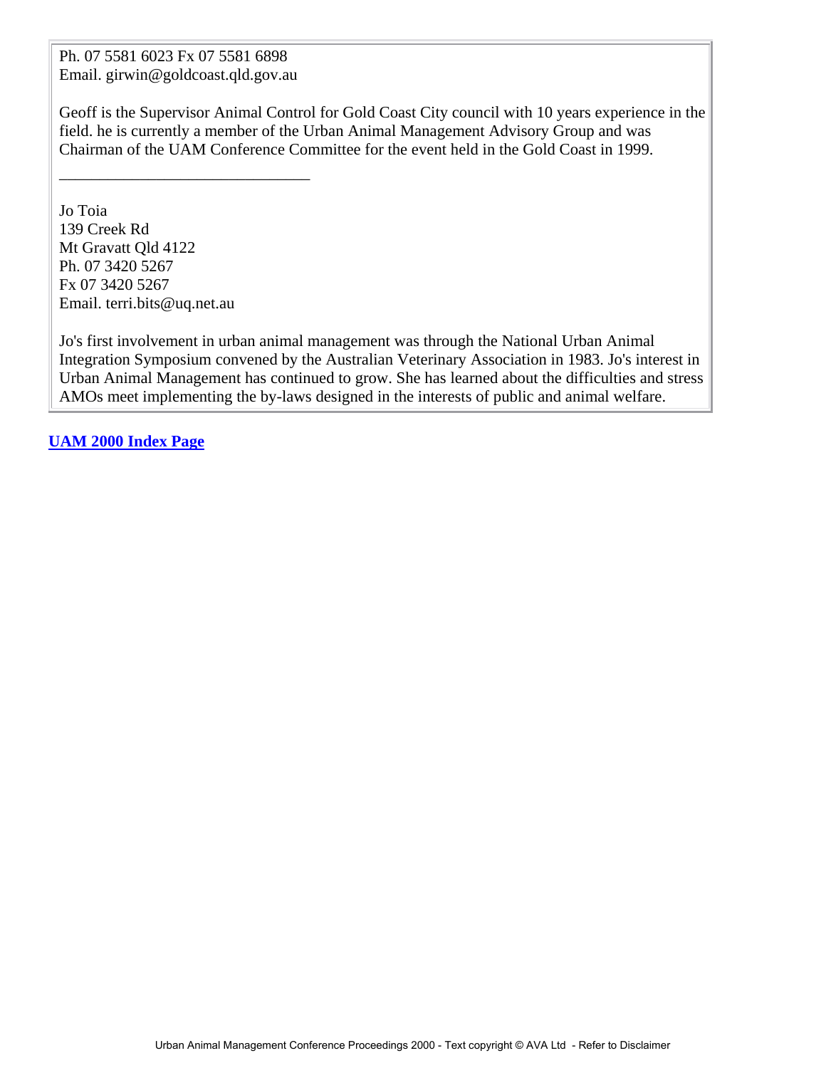Ph. 07 5581 6023 Fx 07 5581 6898
Email. girwin@goldcoast.qld.gov.au

Geoff is the Supervisor Animal Control for Gold Coast City council with 10 years experience in the field. he is currently a member of the Urban Animal Management Advisory Group and was Chairman of the UAM Conference Committee for the event held in the Gold Coast in 1999.

_______________________________

Jo Toia
139 Creek Rd
Mt Gravatt Qld 4122
Ph. 07 3420 5267
Fx 07 3420 5267
Email. terri.bits@uq.net.au

Jo's first involvement in urban animal management was through the National Urban Animal Integration Symposium convened by the Australian Veterinary Association in 1983. Jo's interest in Urban Animal Management has continued to grow. She has learned about the difficulties and stress AMOs meet implementing the by-laws designed in the interests of public and animal welfare.

**UAM 2000 Index Page**